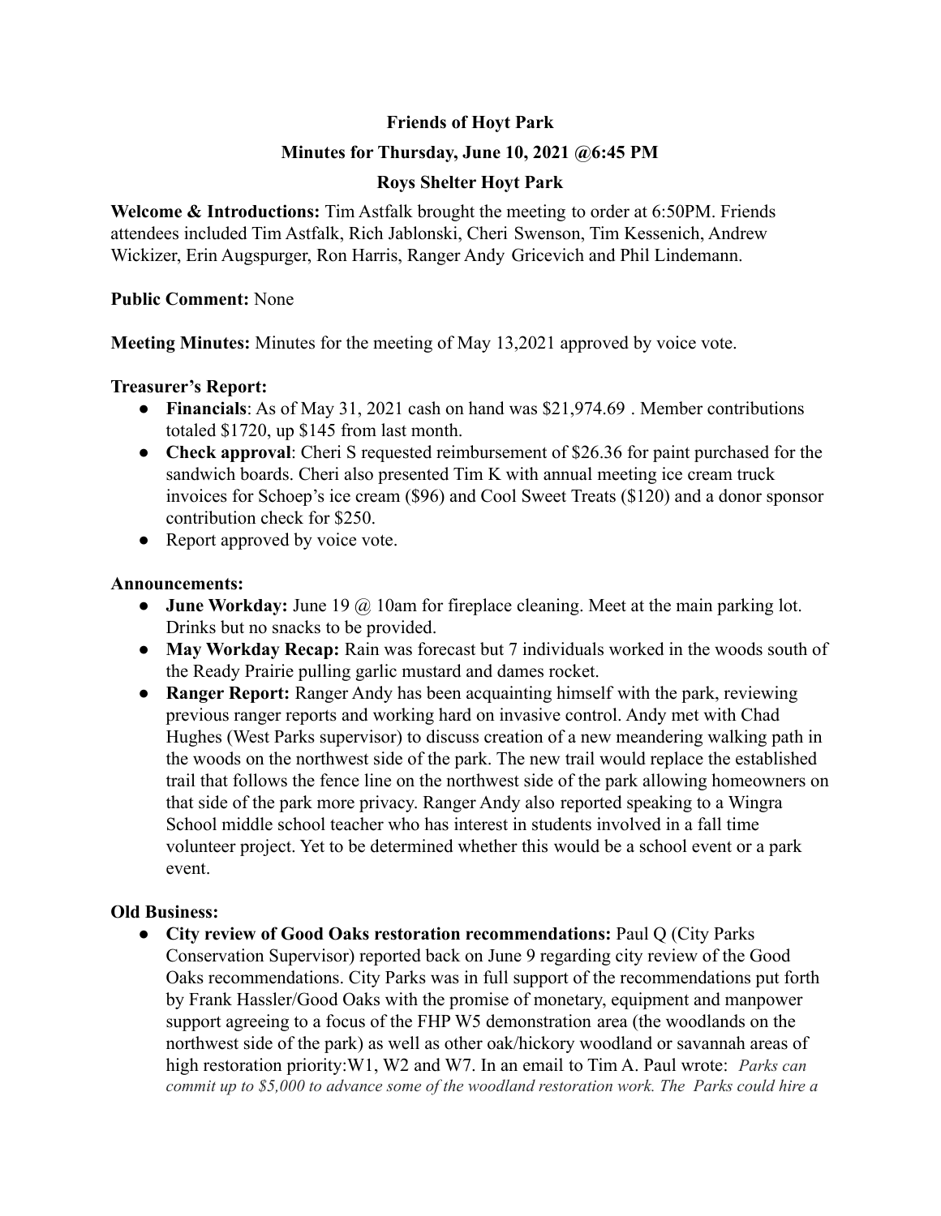**Friends of Hoyt Park**

**Minutes for Thursday, June 10, 2021 @6:45 PM**

**Roys Shelter Hoyt Park**

**Welcome & Introductions:** Tim Astfalk brought the meeting to order at 6:50PM. Friends attendees included Tim Astfalk, Rich Jablonski, Cheri Swenson, Tim Kessenich, Andrew Wickizer, Erin Augspurger, Ron Harris, Ranger Andy Gricevich and Phil Lindemann.

**Public Comment:** None

**Meeting Minutes:** Minutes for the meeting of May 13,2021 approved by voice vote.

**Treasurer's Report:**

- **Financials**: As of May 31, 2021 cash on hand was $21,974.69 . Member contributions totaled $1720, up $145 from last month.
- **Check approval**: Cheri S requested reimbursement of $26.36 for paint purchased for the sandwich boards. Cheri also presented Tim K with annual meeting ice cream truck invoices for Schoep's ice cream ($96) and Cool Sweet Treats ($120) and a donor sponsor contribution check for $250.
- Report approved by voice vote.

**Announcements:**

- **June Workday:** June 19 @ 10am for fireplace cleaning. Meet at the main parking lot. Drinks but no snacks to be provided.
- **May Workday Recap:** Rain was forecast but 7 individuals worked in the woods south of the Ready Prairie pulling garlic mustard and dames rocket.
- **Ranger Report:** Ranger Andy has been acquainting himself with the park, reviewing previous ranger reports and working hard on invasive control. Andy met with Chad Hughes (West Parks supervisor) to discuss creation of a new meandering walking path in the woods on the northwest side of the park. The new trail would replace the established trail that follows the fence line on the northwest side of the park allowing homeowners on that side of the park more privacy. Ranger Andy also reported speaking to a Wingra School middle school teacher who has interest in students involved in a fall time volunteer project. Yet to be determined whether this would be a school event or a park event.

**Old Business:**

- **City review of Good Oaks restoration recommendations:** Paul Q (City Parks Conservation Supervisor) reported back on June 9 regarding city review of the Good Oaks recommendations. City Parks was in full support of the recommendations put forth by Frank Hassler/Good Oaks with the promise of monetary, equipment and manpower support agreeing to a focus of the FHP W5 demonstration area (the woodlands on the northwest side of the park) as well as other oak/hickory woodland or savannah areas of high restoration priority:W1, W2 and W7. In an email to Tim A. Paul wrote: *Parks can commit up to $5,000 to advance some of the woodland restoration work. The Parks could hire a*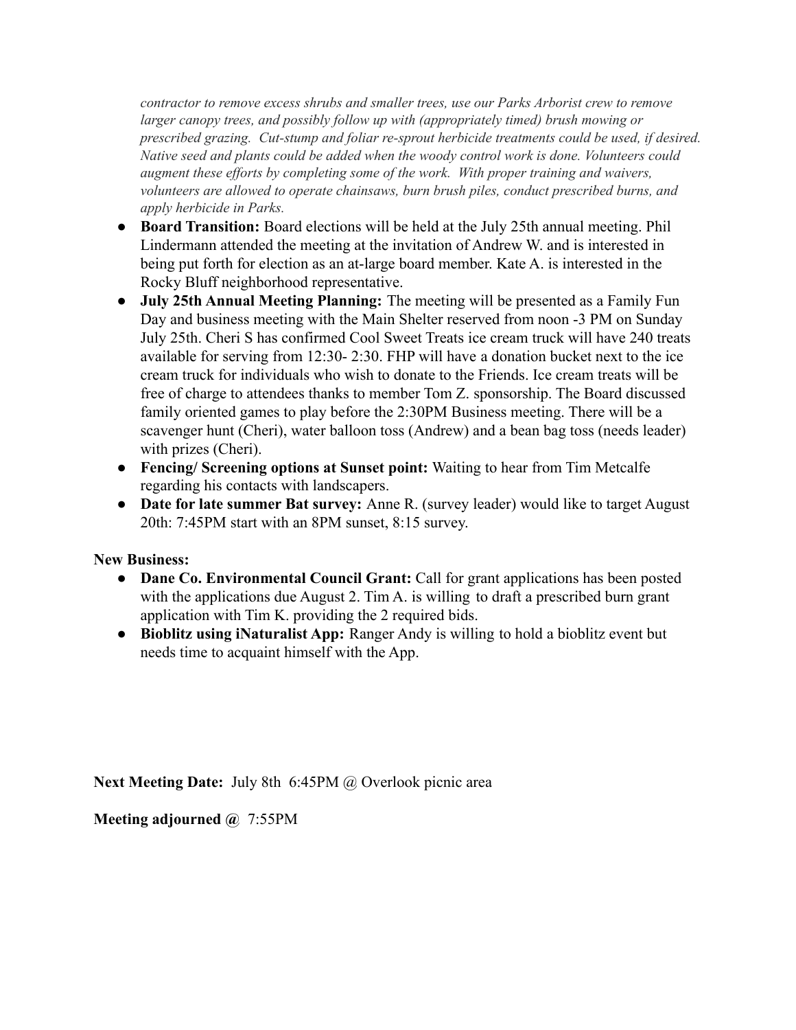*contractor to remove excess shrubs and smaller trees, use our Parks Arborist crew to remove larger canopy trees, and possibly follow up with (appropriately timed) brush mowing or prescribed grazing. Cut-stump and foliar re-sprout herbicide treatments could be used, if desired. Native seed and plants could be added when the woody control work is done. Volunteers could augment these efforts by completing some of the work. With proper training and waivers, volunteers are allowed to operate chainsaws, burn brush piles, conduct prescribed burns, and apply herbicide in Parks.*

- **Board Transition:** Board elections will be held at the July 25th annual meeting. Phil Lindermann attended the meeting at the invitation of Andrew W. and is interested in being put forth for election as an at-large board member. Kate A. is interested in the Rocky Bluff neighborhood representative.
- **July 25th Annual Meeting Planning:** The meeting will be presented as a Family Fun Day and business meeting with the Main Shelter reserved from noon -3 PM on Sunday July 25th. Cheri S has confirmed Cool Sweet Treats ice cream truck will have 240 treats available for serving from 12:30- 2:30. FHP will have a donation bucket next to the ice cream truck for individuals who wish to donate to the Friends. Ice cream treats will be free of charge to attendees thanks to member Tom Z. sponsorship. The Board discussed family oriented games to play before the 2:30PM Business meeting. There will be a scavenger hunt (Cheri), water balloon toss (Andrew) and a bean bag toss (needs leader) with prizes (Cheri).
- **Fencing/ Screening options at Sunset point:** Waiting to hear from Tim Metcalfe regarding his contacts with landscapers.
- **Date for late summer Bat survey:** Anne R. (survey leader) would like to target August 20th: 7:45PM start with an 8PM sunset, 8:15 survey.

**New Business:**

- **Dane Co. Environmental Council Grant:** Call for grant applications has been posted with the applications due August 2. Tim A. is willing to draft a prescribed burn grant application with Tim K. providing the 2 required bids.
- **Bioblitz using iNaturalist App:** Ranger Andy is willing to hold a bioblitz event but needs time to acquaint himself with the App.

**Next Meeting Date:** July 8th 6:45PM @ Overlook picnic area

**Meeting adjourned @** 7:55PM